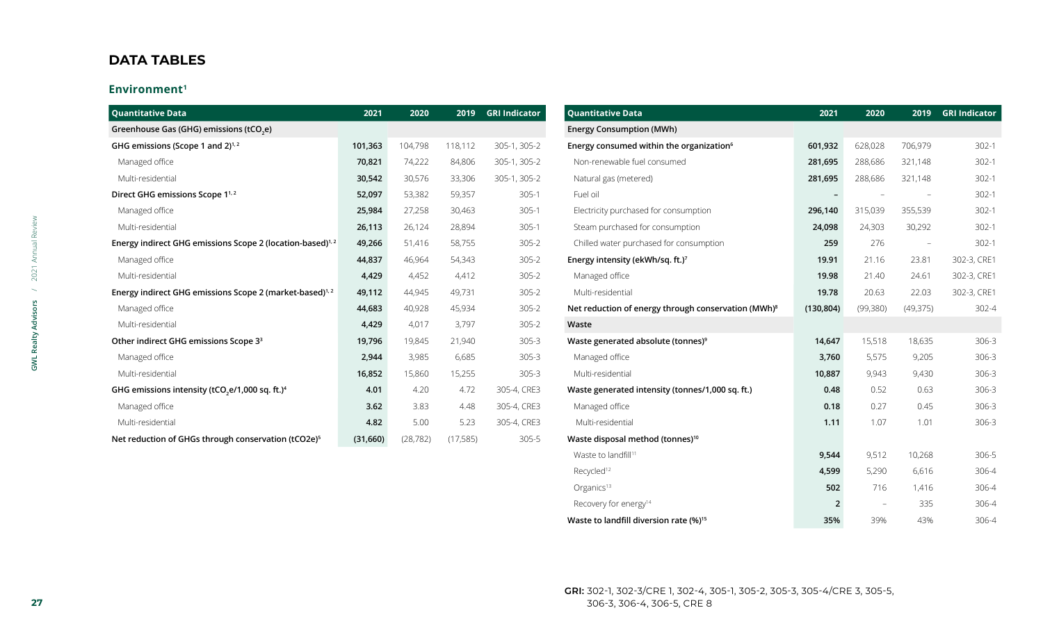# DATA TABLES

## Environment[1]

| Quantitative Data | 2021 | 2020 | 2019 | GRI Indicator |
|---|---|---|---|---|
| Greenhouse Gas (GHG) emissions ($tCO_2e$) | | | | |
| GHG emissions (Scope 1 and 2)[1, 2] | 101,363 | 104,798 | 118,112 | 305-1, 305-2 |
| Managed office | 70,821 | 74,222 | 84,806 | 305-1, 305-2 |
| Multi-residential | 30,542 | 30,576 | 33,306 | 305-1, 305-2 |
| Direct GHG emissions Scope 1[1, 2] | 52,097 | 53,382 | 59,357 | 305-1 |
| Managed office | 25,984 | 27,258 | 30,463 | 305-1 |
| Multi-residential | 26,113 | 26,124 | 28,894 | 305-1 |
| Energy indirect GHG emissions Scope 2 (location-based)[1, 2] | 49,266 | 51,416 | 58,755 | 305-2 |
| Managed office | 44,837 | 46,964 | 54,343 | 305-2 |
| Multi-residential | 4,429 | 4,452 | 4,412 | 305-2 |
| Energy indirect GHG emissions Scope 2 (market-based)[1, 2] | 49,112 | 44,945 | 49,731 | 305-2 |
| Managed office | 44,683 | 40,928 | 45,934 | 305-2 |
| Multi-residential | 4,429 | 4,017 | 3,797 | 305-2 |
| Other indirect GHG emissions Scope 3[3] | 19,796 | 19,845 | 21,940 | 305-3 |
| Managed office | 2,944 | 3,985 | 6,685 | 305-3 |
| Multi-residential | 16,852 | 15,860 | 15,255 | 305-3 |
| GHG emissions intensity ($tCO_2e$/1,000 sq. ft.)[4] | 4.01 | 4.20 | 4.72 | 305-4, CRE3 |
| Managed office | 3.62 | 3.83 | 4.48 | 305-4, CRE3 |
| Multi-residential | 4.82 | 5.00 | 5.23 | 305-4, CRE3 |
| Net reduction of GHGs through conservation ($tCO_2e$)[5] | (31,660) | (28,782) | (17,585) | 305-5 |

| Quantitative Data | 2021 | 2020 | 2019 | GRI Indicator |
|---|---|---|---|---|
| Energy Consumption (MWh) | | | | |
| Energy consumed within the organization[6] | 601,932 | 628,028 | 706,979 | 302-1 |
| Non-renewable fuel consumed | 281,695 | 288,686 | 321,148 | 302-1 |
| Natural gas (metered) | 281,695 | 288,686 | 321,148 | 302-1 |
| Fuel oil | – | – | – | 302-1 |
| Electricity purchased for consumption | 296,140 | 315,039 | 355,539 | 302-1 |
| Steam purchased for consumption | 24,098 | 24,303 | 30,292 | 302-1 |
| Chilled water purchased for consumption | 259 | 276 | – | 302-1 |
| Energy intensity (ekWh/sq. ft.)[7] | 19.91 | 21.16 | 23.81 | 302-3, CRE1 |
| Managed office | 19.98 | 21.40 | 24.61 | 302-3, CRE1 |
| Multi-residential | 19.78 | 20.63 | 22.03 | 302-3, CRE1 |
| Net reduction of energy through conservation (MWh)[8] | (130,804) | (99,380) | (49,375) | 302-4 |
| Waste | | | | |
| Waste generated absolute (tonnes)[9] | 14,647 | 15,518 | 18,635 | 306-3 |
| Managed office | 3,760 | 5,575 | 9,205 | 306-3 |
| Multi-residential | 10,887 | 9,943 | 9,430 | 306-3 |
| Waste generated intensity (tonnes/1,000 sq. ft.) | 0.48 | 0.52 | 0.63 | 306-3 |
| Managed office | 0.18 | 0.27 | 0.45 | 306-3 |
| Multi-residential | 1.11 | 1.07 | 1.01 | 306-3 |
| Waste disposal method (tonnes)[10] | | | | |
| Waste to landfill[11] | 9,544 | 9,512 | 10,268 | 306-5 |
| Recycled[12] | 4,599 | 5,290 | 6,616 | 306-4 |
| Organics[13] | 502 | 716 | 1,416 | 306-4 |
| Recovery for energy[14] | 2 | – | 335 | 306-4 |
| Waste to landfill diversion rate (%)[15] | 35% | 39% | 43% | 306-4 |

**GRI:** 302-1, 302-3/CRE 1, 302-4, 305-1, 305-2, 305-3, 305-4/CRE 3, 305-5, 306-3, 306-4, 306-5, CRE 8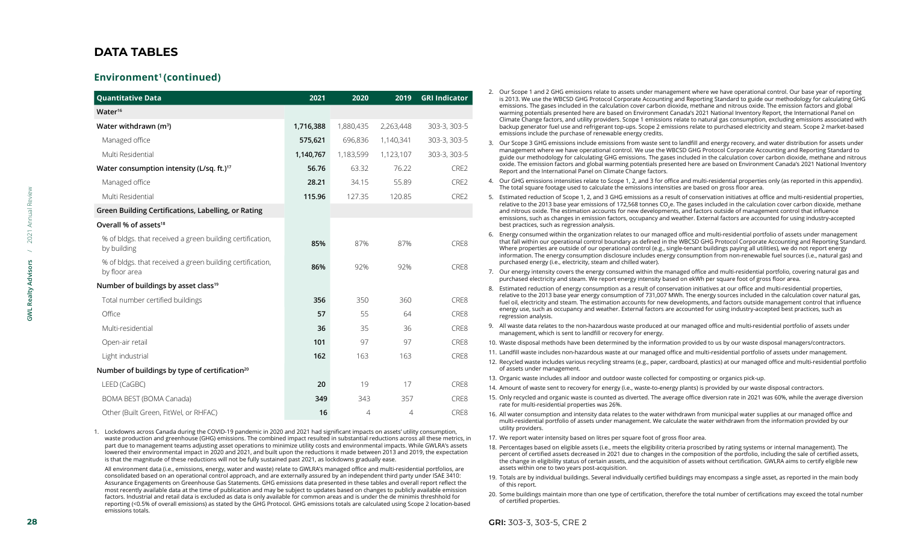# DATA TABLES

## Environment[1] (continued)

| Quantitative Data | 2021 | 2020 | 2019 | GRI Indicator |
|---|---|---|---|---|
| **Water[16]** | | | | |
| Water withdrawn (m³) | **1,716,388** | 1,880,435 | 2,263,448 | 303-3, 303-5 |
| Managed office | **575,621** | 696,836 | 1,140,341 | 303-3, 303-5 |
| Multi Residential | **1,140,767** | 1,183,599 | 1,123,107 | 303-3, 303-5 |
| Water consumption intensity (L/sq. ft.)[17] | **56.76** | 63.32 | 76.22 | CRE2 |
| Managed office | **28.21** | 34.15 | 55.89 | CRE2 |
| Multi Residential | **115.96** | 127.35 | 120.85 | CRE2 |
| **Green Building Certifications, Labelling, or Rating** | | | | |
| Overall % of assets[18] | | | | |
| % of bldgs. that received a green building certification, by building | **85%** | 87% | 87% | CRE8 |
| % of bldgs. that received a green building certification, by floor area | **86%** | 92% | 92% | CRE8 |
| Number of buildings by asset class[19] | | | | |
| Total number certified buildings | **356** | 350 | 360 | CRE8 |
| Office | **57** | 55 | 64 | CRE8 |
| Multi-residential | **36** | 35 | 36 | CRE8 |
| Open-air retail | **101** | 97 | 97 | CRE8 |
| Light industrial | **162** | 163 | 163 | CRE8 |
| Number of buildings by type of certification[20] | | | | |
| LEED (CaGBC) | **20** | 19 | 17 | CRE8 |
| BOMA BEST (BOMA Canada) | **349** | 343 | 357 | CRE8 |
| Other (Built Green, FitWel, or RHFAC) | **16** | 4 | 4 | CRE8 |

1. Lockdowns across Canada during the COVID-19 pandemic in 2020 and 2021 had significant impacts on assets' utility consumption, waste production and greenhouse (GHG) emissions. The combined impact resulted in substantial reductions across all these metrics, in part due to management teams adjusting asset operations to minimize utility costs and environmental impacts. While GWLRA's assets lowered their environmental impact in 2020 and 2021, and built upon the reductions it made between 2013 and 2019, the expectation is that the magnitude of these reductions will not be fully sustained past 2021, as lockdowns gradually ease.

   All environment data (i.e., emissions, energy, water and waste) relate to GWLRA's managed office and multi-residential portfolios, are consolidated based on an operational control approach, and are externally assured by an independent third party under ISAE 3410: Assurance Engagements on Greenhouse Gas Statements. GHG emissions data presented in these tables and overall report reflect the most recently available data at the time of publication and may be subject to updates based on changes to publicly available emission factors. Industrial and retail data is excluded as data is only available for common areas and is under the de minimis threshhold for reporting (<0.5% of overall emissions) as stated by the GHG Protocol. GHG emissions totals are calculated using Scope 2 location-based emissions totals.

2. Our Scope 1 and 2 GHG emissions relate to assets under management where we have operational control. Our base year of reporting is 2013. We use the WBCSD GHG Protocol Corporate Accounting and Reporting Standard to guide our methodology for calculating GHG emissions. The gases included in the calculation cover carbon dioxide, methane and nitrous oxide. The emission factors and global warming potentials presented here are based on Environment Canada's 2021 National Inventory Report, the International Panel on Climate Change factors, and utility providers. Scope 1 emissions relate to natural gas consumption, excluding emissions associated with backup generator fuel use and refrigerant top-ups. Scope 2 emissions relate to purchased electricity and steam. Scope 2 market-based emissions include the purchase of renewable energy credits.
3. Our Scope 3 GHG emissions include emissions from waste sent to landfill and energy recovery, and water distribution for assets under management where we have operational control. We use the WBCSD GHG Protocol Corporate Accounting and Reporting Standard to guide our methodology for calculating GHG emissions. The gases included in the calculation cover carbon dioxide, methane and nitrous oxide. The emission factors and global warming potentials presented here are based on Environment Canada's 2021 National Inventory Report and the International Panel on Climate Change factors.
4. Our GHG emissions intensities relate to Scope 1, 2, and 3 for office and multi-residential properties only (as reported in this appendix). The total square footage used to calculate the emissions intensities are based on gross floor area.
5. Estimated reduction of Scope 1, 2, and 3 GHG emissions as a result of conservation initiatives at office and multi-residential properties, relative to the 2013 base year emissions of 172,568 tonnes $CO_2e$. The gases included in the calculation cover carbon dioxide, methane and nitrous oxide. The estimation accounts for new developments, and factors outside of management control that influence emissions, such as changes in emission factors, occupancy and weather. External factors are accounted for using industry-accepted best practices, such as regression analysis.
6. Energy consumed within the organization relates to our managed office and multi-residential portfolio of assets under management that fall within our operational control boundary as defined in the WBCSD GHG Protocol Corporate Accounting and Reporting Standard. Where properties are outside of our operational control (e.g., single-tenant buildings paying all utilities), we do not report energy information. The energy consumption disclosure includes energy consumption from non-renewable fuel sources (i.e., natural gas) and purchased energy (i.e., electricity, steam and chilled water).
7. Our energy intensity covers the energy consumed within the managed office and multi-residential portfolio, covering natural gas and purchased electricity and steam. We report energy intensity based on ekWh per square foot of gross floor area.
8. Estimated reduction of energy consumption as a result of conservation initiatives at our office and multi-residential properties, relative to the 2013 base year energy consumption of 731,007 MWh. The energy sources included in the calculation cover natural gas, fuel oil, electricity and steam. The estimation accounts for new developments, and factors outside management control that influence energy use, such as occupancy and weather. External factors are accounted for using industry-accepted best practices, such as regression analysis.
9. All waste data relates to the non-hazardous waste produced at our managed office and multi-residential portfolio of assets under management, which is sent to landfill or recovery for energy.
10. Waste disposal methods have been determined by the information provided to us by our waste disposal managers/contractors.
11. Landfill waste includes non-hazardous waste at our managed office and multi-residential portfolio of assets under management.
12. Recycled waste includes various recycling streams (e.g., paper, cardboard, plastics) at our managed office and multi-residential portfolio of assets under management.
13. Organic waste includes all indoor and outdoor waste collected for composting or organics pick-up.
14. Amount of waste sent to recovery for energy (i.e., waste-to-energy plants) is provided by our waste disposal contractors.
15. Only recycled and organic waste is counted as diverted. The average office diversion rate in 2021 was 60%, while the average diversion rate for multi-residential properties was 26%.
16. All water consumption and intensity data relates to the water withdrawn from municipal water supplies at our managed office and multi-residential portfolio of assets under management. We calculate the water withdrawn from the information provided by our utility providers.
17. We report water intensity based on litres per square foot of gross floor area.
18. Percentages based on eligible assets (i.e., meets the eligibility criteria proscribed by rating systems or internal management). The percent of certified assets decreased in 2021 due to changes in the composition of the portfolio, including the sale of certified assets, the change in eligibility status of certain assets, and the acquisition of assets without certification. GWLRA aims to certify eligible new assets within one to two years post-acquisition.
19. Totals are by individual buildings. Several individually certified buildings may encompass a single asset, as reported in the main body of this report.
20. Some buildings maintain more than one type of certification, therefore the total number of certifications may exceed the total number of certified properties.

**GRI:** 303-3, 303-5, CRE 2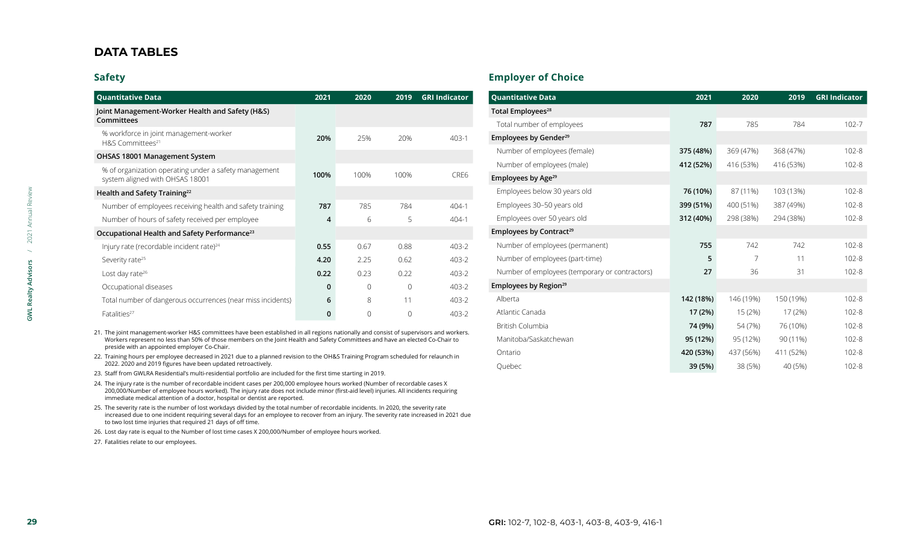# DATA TABLES

## Safety

| Quantitative Data | 2021 | 2020 | 2019 | GRI Indicator |
|---|---|---|---|---|
| **Joint Management-Worker Health and Safety (H&S) Committees** | | | | |
| % workforce in joint management-worker H&S Committees[21] | **20%** | 25% | 20% | 403-1 |
| **OHSAS 18001 Management System** | | | | |
| % of organization operating under a safety management system aligned with OHSAS 18001 | **100%** | 100% | 100% | CRE6 |
| **Health and Safety Training[22]** | | | | |
| Number of employees receiving health and safety training | **787** | 785 | 784 | 404-1 |
| Number of hours of safety received per employee | **4** | 6 | 5 | 404-1 |
| **Occupational Health and Safety Performance[23]** | | | | |
| Injury rate (recordable incident rate)[24] | **0.55** | 0.67 | 0.88 | 403-2 |
| Severity rate[25] | **4.20** | 2.25 | 0.62 | 403-2 |
| Lost day rate[26] | **0.22** | 0.23 | 0.22 | 403-2 |
| Occupational diseases | **0** | 0 | 0 | 403-2 |
| Total number of dangerous occurrences (near miss incidents) | **6** | 8 | 11 | 403-2 |
| Fatalities[27] | **0** | 0 | 0 | 403-2 |

21. The joint management-worker H&S committees have been established in all regions nationally and consist of supervisors and workers. Workers represent no less than 50% of those members on the Joint Health and Safety Committees and have an elected Co-Chair to preside with an appointed employer Co-Chair.
22. Training hours per employee decreased in 2021 due to a planned revision to the OH&S Training Program scheduled for relaunch in 2022. 2020 and 2019 figures have been updated retroactively.
23. Staff from GWLRA Residential's multi-residential portfolio are included for the first time starting in 2019.
24. The injury rate is the number of recordable incident cases per 200,000 employee hours worked (Number of recordable cases X 200,000/Number of employee hours worked). The injury rate does not include minor (first-aid level) injuries. All incidents requiring immediate medical attention of a doctor, hospital or dentist are reported.
25. The severity rate is the number of lost workdays divided by the total number of recordable incidents. In 2020, the severity rate increased due to one incident requiring several days for an employee to recover from an injury. The severity rate increased in 2021 due to two lost time injuries that required 21 days of off time.
26. Lost day rate is equal to the Number of lost time cases X 200,000/Number of employee hours worked.
27. Fatalities relate to our employees.

## Employer of Choice

| Quantitative Data | 2021 | 2020 | 2019 | GRI Indicator |
|---|---|---|---|---|
| **Total Employees[28]** | | | | |
| Total number of employees | **787** | 785 | 784 | 102-7 |
| **Employees by Gender[29]** | | | | |
| Number of employees (female) | **375 (48%)** | 369 (47%) | 368 (47%) | 102-8 |
| Number of employees (male) | **412 (52%)** | 416 (53%) | 416 (53%) | 102-8 |
| **Employees by Age[29]** | | | | |
| Employees below 30 years old | **76 (10%)** | 87 (11%) | 103 (13%) | 102-8 |
| Employees 30–50 years old | **399 (51%)** | 400 (51%) | 387 (49%) | 102-8 |
| Employees over 50 years old | **312 (40%)** | 298 (38%) | 294 (38%) | 102-8 |
| **Employees by Contract[29]** | | | | |
| Number of employees (permanent) | **755** | 742 | 742 | 102-8 |
| Number of employees (part-time) | **5** | 7 | 11 | 102-8 |
| Number of employees (temporary or contractors) | **27** | 36 | 31 | 102-8 |
| **Employees by Region[29]** | | | | |
| Alberta | **142 (18%)** | 146 (19%) | 150 (19%) | 102-8 |
| Atlantic Canada | **17 (2%)** | 15 (2%) | 17 (2%) | 102-8 |
| British Columbia | **74 (9%)** | 54 (7%) | 76 (10%) | 102-8 |
| Manitoba/Saskatchewan | **95 (12%)** | 95 (12%) | 90 (11%) | 102-8 |
| Ontario | **420 (53%)** | 437 (56%) | 411 (52%) | 102-8 |
| Quebec | **39 (5%)** | 38 (5%) | 40 (5%) | 102-8 |

**GRI:** 102-7, 102-8, 403-1, 403-8, 403-9, 416-1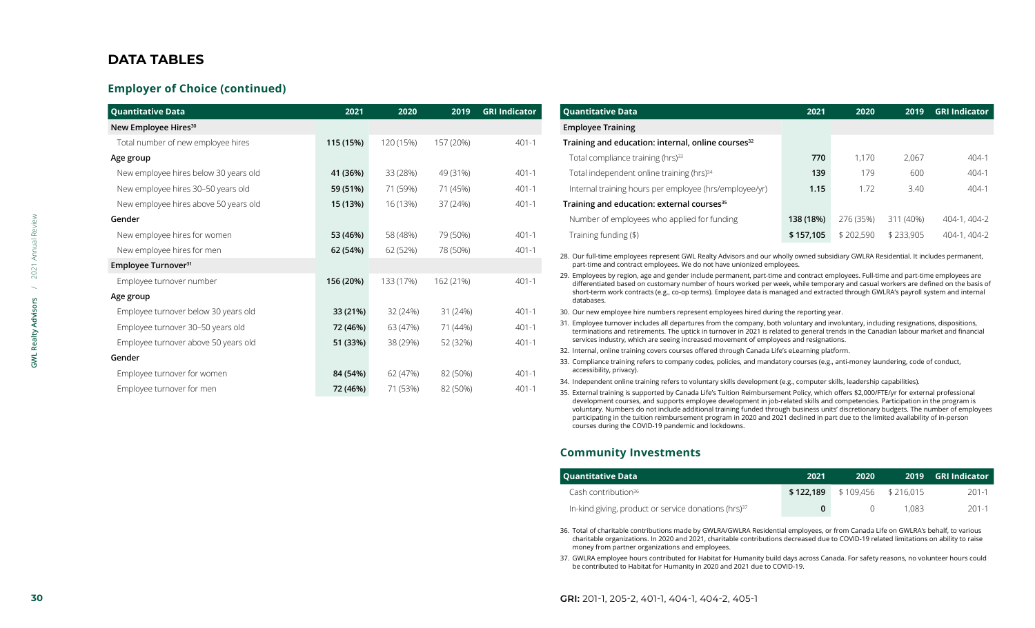# DATA TABLES

## Employer of Choice (continued)

| Quantitative Data | 2021 | 2020 | 2019 | GRI Indicator |
|---|---|---|---|---|
| **New Employee Hires**[30] | | | | |
| Total number of new employee hires | **115 (15%)** | 120 (15%) | 157 (20%) | 401-1 |
| **Age group** | | | | |
| New employee hires below 30 years old | **41 (36%)** | 33 (28%) | 49 (31%) | 401-1 |
| New employee hires 30–50 years old | **59 (51%)** | 71 (59%) | 71 (45%) | 401-1 |
| New employee hires above 50 years old | **15 (13%)** | 16 (13%) | 37 (24%) | 401-1 |
| **Gender** | | | | |
| New employee hires for women | **53 (46%)** | 58 (48%) | 79 (50%) | 401-1 |
| New employee hires for men | **62 (54%)** | 62 (52%) | 78 (50%) | 401-1 |
| **Employee Turnover**[31] | | | | |
| Employee turnover number | **156 (20%)** | 133 (17%) | 162 (21%) | 401-1 |
| **Age group** | | | | |
| Employee turnover below 30 years old | **33 (21%)** | 32 (24%) | 31 (24%) | 401-1 |
| Employee turnover 30–50 years old | **72 (46%)** | 63 (47%) | 71 (44%) | 401-1 |
| Employee turnover above 50 years old | **51 (33%)** | 38 (29%) | 52 (32%) | 401-1 |
| **Gender** | | | | |
| Employee turnover for women | **84 (54%)** | 62 (47%) | 82 (50%) | 401-1 |
| Employee turnover for men | **72 (46%)** | 71 (53%) | 82 (50%) | 401-1 |

| Quantitative Data | 2021 | 2020 | 2019 | GRI Indicator |
|---|---|---|---|---|
| **Employee Training** | | | | |
| **Training and education: internal, online courses**[32] | | | | |
| Total compliance training (hrs)[33] | **770** | 1,170 | 2,067 | 404-1 |
| Total independent online training (hrs)[34] | **139** | 179 | 600 | 404-1 |
| Internal training hours per employee (hrs/employee/yr) | **1.15** | 1.72 | 3.40 | 404-1 |
| **Training and education: external courses**[35] | | | | |
| Number of employees who applied for funding | **138 (18%)** | 276 (35%) | 311 (40%) | 404-1, 404-2 |
| Training funding ($) | **$ 157,105** | $ 202,590 | $ 233,905 | 404-1, 404-2 |

28. Our full-time employees represent GWL Realty Advisors and our wholly owned subsidiary GWLRA Residential. It includes permanent, part-time and contract employees. We do not have unionized employees.
29. Employees by region, age and gender include permanent, part-time and contract employees. Full-time and part-time employees are differentiated based on customary number of hours worked per week, while temporary and casual workers are defined on the basis of short-term work contracts (e.g., co-op terms). Employee data is managed and extracted through GWLRA's payroll system and internal databases.
30. Our new employee hire numbers represent employees hired during the reporting year.
31. Employee turnover includes all departures from the company, both voluntary and involuntary, including resignations, dispositions, terminations and retirements. The uptick in turnover in 2021 is related to general trends in the Canadian labour market and financial services industry, which are seeing increased movement of employees and resignations.
32. Internal, online training covers courses offered through Canada Life's eLearning platform.
33. Compliance training refers to company codes, policies, and mandatory courses (e.g., anti-money laundering, code of conduct, accessibility, privacy).
34. Independent online training refers to voluntary skills development (e.g., computer skills, leadership capabilities).
35. External training is supported by Canada Life's Tuition Reimbursement Policy, which offers $2,000/FTE/yr for external professional development courses, and supports employee development in job-related skills and competencies. Participation in the program is voluntary. Numbers do not include additional training funded through business units' discretionary budgets. The number of employees participating in the tuition reimbursement program in 2020 and 2021 declined in part due to the limited availability of in-person courses during the COVID-19 pandemic and lockdowns.

## Community Investments

| Quantitative Data | 2021 | 2020 | 2019 | GRI Indicator |
|---|---|---|---|---|
| Cash contribution[36] | **$ 122,189** | $ 109,456 | $ 216,015 | 201-1 |
| In-kind giving, product or service donations (hrs)[37] | **0** | 0 | 1,083 | 201-1 |

36. Total of charitable contributions made by GWLRA/GWLRA Residential employees, or from Canada Life on GWLRA's behalf, to various charitable organizations. In 2020 and 2021, charitable contributions decreased due to COVID-19 related limitations on ability to raise money from partner organizations and employees.
37. GWLRA employee hours contributed for Habitat for Humanity build days across Canada. For safety reasons, no volunteer hours could be contributed to Habitat for Humanity in 2020 and 2021 due to COVID-19.

**GRI:** 201-1, 205-2, 401-1, 404-1, 404-2, 405-1